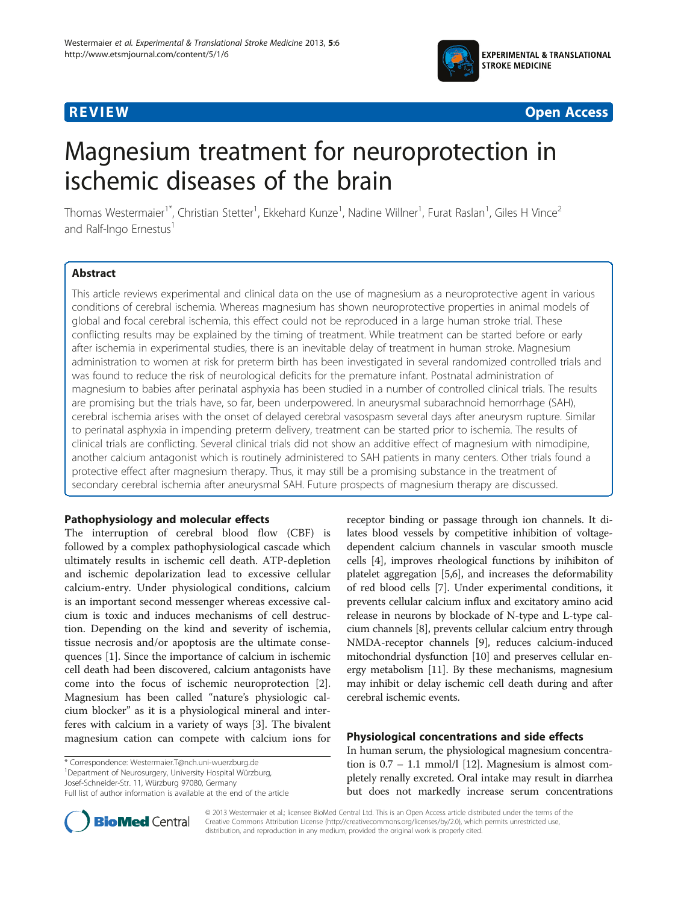REVIEW Open Access

# Magnesium treatment for neuroprotection in ischemic diseases of the brain

Thomas Westermaier[1*], Christian Stetter[1], Ekkehard Kunze[1], Nadine Willner[1], Furat Raslan[1], Giles H Vince[2] and Ralf-Ingo Ernestus[1]

## Abstract

This article reviews experimental and clinical data on the use of magnesium as a neuroprotective agent in various conditions of cerebral ischemia. Whereas magnesium has shown neuroprotective properties in animal models of global and focal cerebral ischemia, this effect could not be reproduced in a large human stroke trial. These conflicting results may be explained by the timing of treatment. While treatment can be started before or early after ischemia in experimental studies, there is an inevitable delay of treatment in human stroke. Magnesium administration to women at risk for preterm birth has been investigated in several randomized controlled trials and was found to reduce the risk of neurological deficits for the premature infant. Postnatal administration of magnesium to babies after perinatal asphyxia has been studied in a number of controlled clinical trials. The results are promising but the trials have, so far, been underpowered. In aneurysmal subarachnoid hemorrhage (SAH), cerebral ischemia arises with the onset of delayed cerebral vasospasm several days after aneurysm rupture. Similar to perinatal asphyxia in impending preterm delivery, treatment can be started prior to ischemia. The results of clinical trials are conflicting. Several clinical trials did not show an additive effect of magnesium with nimodipine, another calcium antagonist which is routinely administered to SAH patients in many centers. Other trials found a protective effect after magnesium therapy. Thus, it may still be a promising substance in the treatment of secondary cerebral ischemia after aneurysmal SAH. Future prospects of magnesium therapy are discussed.

## Pathophysiology and molecular effects

The interruption of cerebral blood flow (CBF) is followed by a complex pathophysiological cascade which ultimately results in ischemic cell death. ATP-depletion and ischemic depolarization lead to excessive cellular calcium-entry. Under physiological conditions, calcium is an important second messenger whereas excessive calcium is toxic and induces mechanisms of cell destruction. Depending on the kind and severity of ischemia, tissue necrosis and/or apoptosis are the ultimate consequences [1]. Since the importance of calcium in ischemic cell death had been discovered, calcium antagonists have come into the focus of ischemic neuroprotection [2]. Magnesium has been called "nature's physiologic calcium blocker" as it is a physiological mineral and interferes with calcium in a variety of ways [3]. The bivalent magnesium cation can compete with calcium ions for receptor binding or passage through ion channels. It dilates blood vessels by competitive inhibition of voltage-dependent calcium channels in vascular smooth muscle cells [4], improves rheological functions by inihibiton of platelet aggregation [5,6], and increases the deformability of red blood cells [7]. Under experimental conditions, it prevents cellular calcium influx and excitatory amino acid release in neurons by blockade of N-type and L-type calcium channels [8], prevents cellular calcium entry through NMDA-receptor channels [9], reduces calcium-induced mitochondrial dysfunction [10] and preserves cellular energy metabolism [11]. By these mechanisms, magnesium may inhibit or delay ischemic cell death during and after cerebral ischemic events.

## Physiological concentrations and side effects

In human serum, the physiological magnesium concentration is 0.7 – 1.1 mmol/l [12]. Magnesium is almost completely renally excreted. Oral intake may result in diarrhea but does not markedly increase serum concentrations

\* Correspondence: Westermaier.T@nch.uni-wuerzburg.de
[1]Department of Neurosurgery, University Hospital Würzburg, Josef-Schneider-Str. 11, Würzburg 97080, Germany
Full list of author information is available at the end of the article

© 2013 Westermaier et al.; licensee BioMed Central Ltd. This is an Open Access article distributed under the terms of the Creative Commons Attribution License (http://creativecommons.org/licenses/by/2.0), which permits unrestricted use, distribution, and reproduction in any medium, provided the original work is properly cited.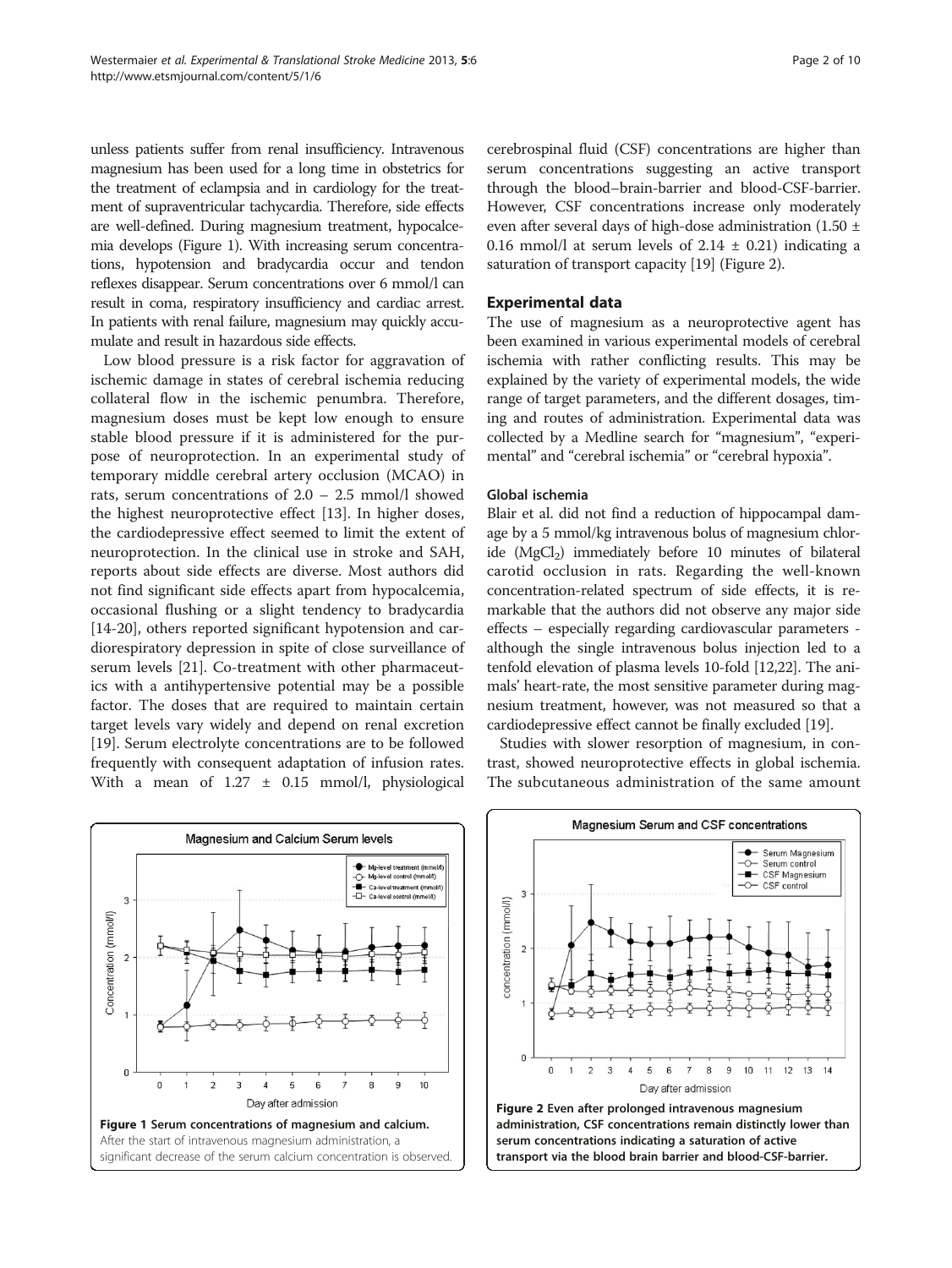unless patients suffer from renal insufficiency. Intravenous magnesium has been used for a long time in obstetrics for the treatment of eclampsia and in cardiology for the treatment of supraventricular tachycardia. Therefore, side effects are well-defined. During magnesium treatment, hypocalcemia develops (Figure 1). With increasing serum concentrations, hypotension and bradycardia occur and tendon reflexes disappear. Serum concentrations over 6 mmol/l can result in coma, respiratory insufficiency and cardiac arrest. In patients with renal failure, magnesium may quickly accumulate and result in hazardous side effects.

Low blood pressure is a risk factor for aggravation of ischemic damage in states of cerebral ischemia reducing collateral flow in the ischemic penumbra. Therefore, magnesium doses must be kept low enough to ensure stable blood pressure if it is administered for the purpose of neuroprotection. In an experimental study of temporary middle cerebral artery occlusion (MCAO) in rats, serum concentrations of 2.0 – 2.5 mmol/l showed the highest neuroprotective effect [13]. In higher doses, the cardiodepressive effect seemed to limit the extent of neuroprotection. In the clinical use in stroke and SAH, reports about side effects are diverse. Most authors did not find significant side effects apart from hypocalcemia, occasional flushing or a slight tendency to bradycardia [14-20], others reported significant hypotension and cardiorespiratory depression in spite of close surveillance of serum levels [21]. Co-treatment with other pharmaceutics with a antihypertensive potential may be a possible factor. The doses that are required to maintain certain target levels vary widely and depend on renal excretion [19]. Serum electrolyte concentrations are to be followed frequently with consequent adaptation of infusion rates. With a mean of 1.27 ± 0.15 mmol/l, physiological cerebrospinal fluid (CSF) concentrations are higher than serum concentrations suggesting an active transport through the blood–brain-barrier and blood-CSF-barrier. However, CSF concentrations increase only moderately even after several days of high-dose administration (1.50 ± 0.16 mmol/l at serum levels of 2.14 ± 0.21) indicating a saturation of transport capacity [19] (Figure 2).

## Experimental data

The use of magnesium as a neuroprotective agent has been examined in various experimental models of cerebral ischemia with rather conflicting results. This may be explained by the variety of experimental models, the wide range of target parameters, and the different dosages, timing and routes of administration. Experimental data was collected by a Medline search for "magnesium", "experimental" and "cerebral ischemia" or "cerebral hypoxia".

### Global ischemia

Blair et al. did not find a reduction of hippocampal damage by a 5 mmol/kg intravenous bolus of magnesium chloride ($MgCl_2$) immediately before 10 minutes of bilateral carotid occlusion in rats. Regarding the well-known concentration-related spectrum of side effects, it is remarkable that the authors did not observe any major side effects – especially regarding cardiovascular parameters - although the single intravenous bolus injection led to a tenfold elevation of plasma levels 10-fold [12,22]. The animals' heart-rate, the most sensitive parameter during magnesium treatment, however, was not measured so that a cardiodepressive effect cannot be finally excluded [19].

Studies with slower resorption of magnesium, in contrast, showed neuroprotective effects in global ischemia. The subcutaneous administration of the same amount

Magnesium and Calcium Serum levels

Mg-level treatment (mmol/l)
Mg-level control (mmol/l)
Ca-level treatment (mmol/l)
Ca-level control (mmol/l)

Concentration (mmol/l)

Day after admission

**Figure 1 Serum concentrations of magnesium and calcium.** After the start of intravenous magnesium administration, a significant decrease of the serum calcium concentration is observed.

Magnesium Serum and CSF concentrations

Serum Magnesium
Serum control
CSF Magnesium
CSF control

concentration (mmol/l)

Day after admission

**Figure 2 Even after prolonged intravenous magnesium administration, CSF concentrations remain distinctly lower than serum concentrations indicating a saturation of active transport via the blood brain barrier and blood-CSF-barrier.**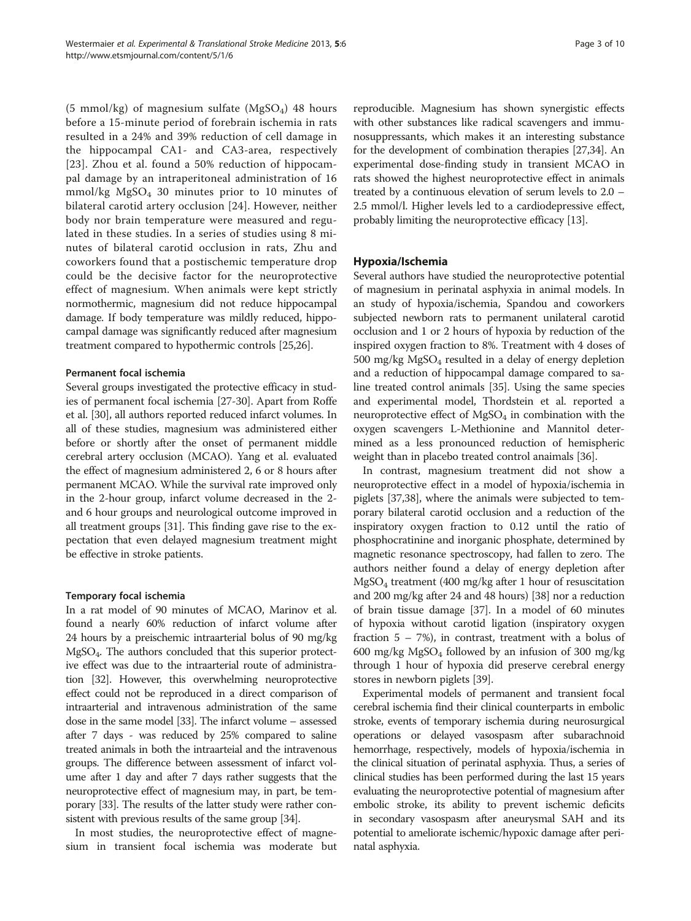(5 mmol/kg) of magnesium sulfate ($MgSO_4$) 48 hours before a 15-minute period of forebrain ischemia in rats resulted in a 24% and 39% reduction of cell damage in the hippocampal CA1- and CA3-area, respectively [23]. Zhou et al. found a 50% reduction of hippocampal damage by an intraperitoneal administration of 16 mmol/kg $MgSO_4$ 30 minutes prior to 10 minutes of bilateral carotid artery occlusion [24]. However, neither body nor brain temperature were measured and regulated in these studies. In a series of studies using 8 minutes of bilateral carotid occlusion in rats, Zhu and coworkers found that a postischemic temperature drop could be the decisive factor for the neuroprotective effect of magnesium. When animals were kept strictly normothermic, magnesium did not reduce hippocampal damage. If body temperature was mildly reduced, hippocampal damage was significantly reduced after magnesium treatment compared to hypothermic controls [25,26].

#### Permanent focal ischemia

Several groups investigated the protective efficacy in studies of permanent focal ischemia [27-30]. Apart from Roffe et al. [30], all authors reported reduced infarct volumes. In all of these studies, magnesium was administered either before or shortly after the onset of permanent middle cerebral artery occlusion (MCAO). Yang et al. evaluated the effect of magnesium administered 2, 6 or 8 hours after permanent MCAO. While the survival rate improved only in the 2-hour group, infarct volume decreased in the 2- and 6 hour groups and neurological outcome improved in all treatment groups [31]. This finding gave rise to the expectation that even delayed magnesium treatment might be effective in stroke patients.

#### Temporary focal ischemia

In a rat model of 90 minutes of MCAO, Marinov et al. found a nearly 60% reduction of infarct volume after 24 hours by a preischemic intraarterial bolus of 90 mg/kg $MgSO_4$. The authors concluded that this superior protective effect was due to the intraarterial route of administration [32]. However, this overwhelming neuroprotective effect could not be reproduced in a direct comparison of intraarterial and intravenous administration of the same dose in the same model [33]. The infarct volume – assessed after 7 days - was reduced by 25% compared to saline treated animals in both the intraarteial and the intravenous groups. The difference between assessment of infarct volume after 1 day and after 7 days rather suggests that the neuroprotective effect of magnesium may, in part, be temporary [33]. The results of the latter study were rather consistent with previous results of the same group [34].

In most studies, the neuroprotective effect of magnesium in transient focal ischemia was moderate but reproducible. Magnesium has shown synergistic effects with other substances like radical scavengers and immunosuppressants, which makes it an interesting substance for the development of combination therapies [27,34]. An experimental dose-finding study in transient MCAO in rats showed the highest neuroprotective effect in animals treated by a continuous elevation of serum levels to 2.0 – 2.5 mmol/l. Higher levels led to a cardiodepressive effect, probably limiting the neuroprotective efficacy [13].

### Hypoxia/Ischemia

Several authors have studied the neuroprotective potential of magnesium in perinatal asphyxia in animal models. In an study of hypoxia/ischemia, Spandou and coworkers subjected newborn rats to permanent unilateral carotid occlusion and 1 or 2 hours of hypoxia by reduction of the inspired oxygen fraction to 8%. Treatment with 4 doses of 500 mg/kg $MgSO_4$ resulted in a delay of energy depletion and a reduction of hippocampal damage compared to saline treated control animals [35]. Using the same species and experimental model, Thordstein et al. reported a neuroprotective effect of $MgSO_4$ in combination with the oxygen scavengers L-Methionine and Mannitol determined as a less pronounced reduction of hemispheric weight than in placebo treated control anaimals [36].

In contrast, magnesium treatment did not show a neuroprotective effect in a model of hypoxia/ischemia in piglets [37,38], where the animals were subjected to temporary bilateral carotid occlusion and a reduction of the inspiratory oxygen fraction to 0.12 until the ratio of phosphocratinine and inorganic phosphate, determined by magnetic resonance spectroscopy, had fallen to zero. The authors neither found a delay of energy depletion after $MgSO_4$ treatment (400 mg/kg after 1 hour of resuscitation and 200 mg/kg after 24 and 48 hours) [38] nor a reduction of brain tissue damage [37]. In a model of 60 minutes of hypoxia without carotid ligation (inspiratory oxygen fraction 5 – 7%), in contrast, treatment with a bolus of 600 mg/kg $MgSO_4$ followed by an infusion of 300 mg/kg through 1 hour of hypoxia did preserve cerebral energy stores in newborn piglets [39].

Experimental models of permanent and transient focal cerebral ischemia find their clinical counterparts in embolic stroke, events of temporary ischemia during neurosurgical operations or delayed vasospasm after subarachnoid hemorrhage, respectively, models of hypoxia/ischemia in the clinical situation of perinatal asphyxia. Thus, a series of clinical studies has been performed during the last 15 years evaluating the neuroprotective potential of magnesium after embolic stroke, its ability to prevent ischemic deficits in secondary vasospasm after aneurysmal SAH and its potential to ameliorate ischemic/hypoxic damage after perinatal asphyxia.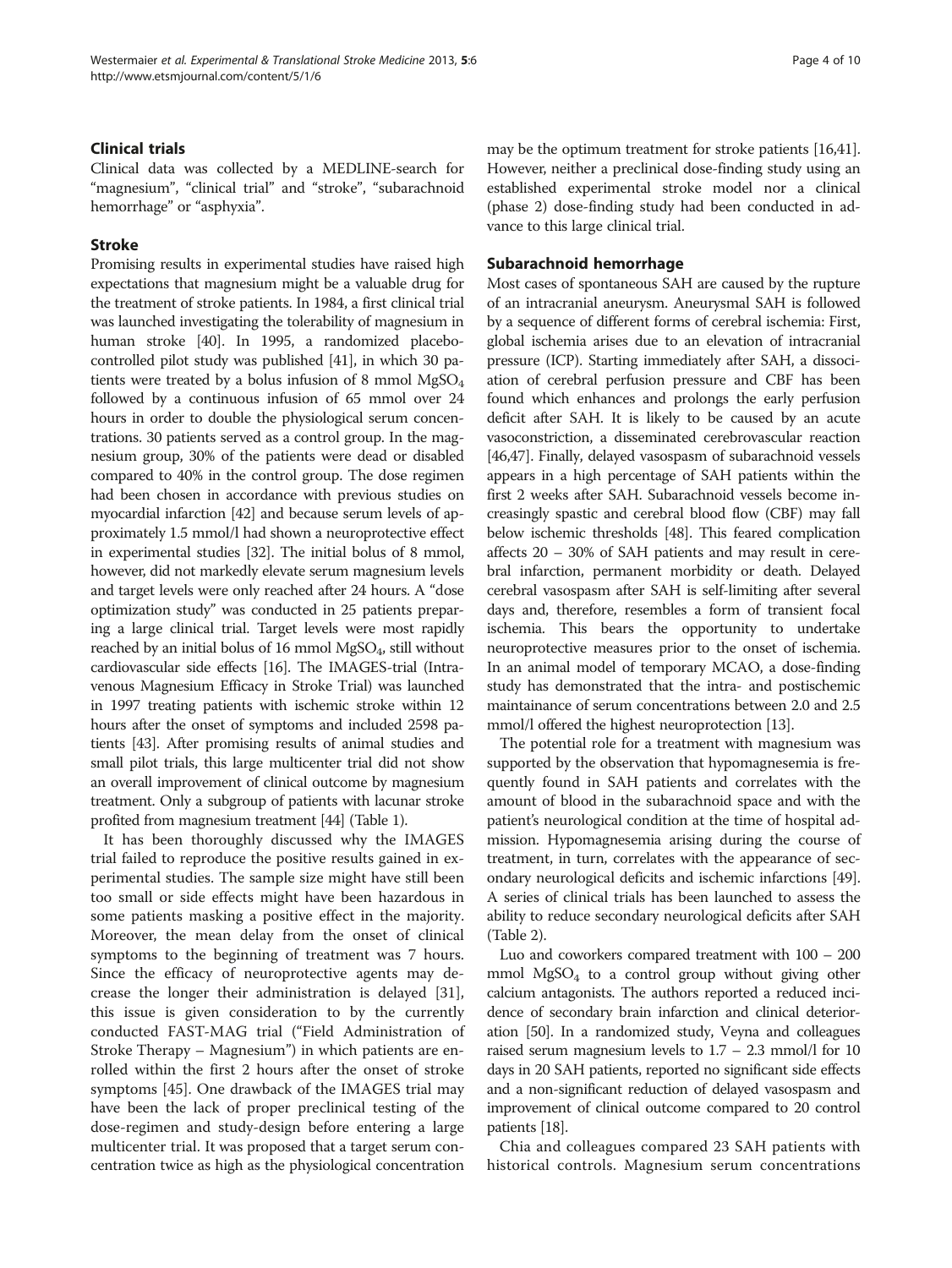### Clinical trials

Clinical data was collected by a MEDLINE-search for "magnesium", "clinical trial" and "stroke", "subarachnoid hemorrhage" or "asphyxia".

### Stroke

Promising results in experimental studies have raised high expectations that magnesium might be a valuable drug for the treatment of stroke patients. In 1984, a first clinical trial was launched investigating the tolerability of magnesium in human stroke [40]. In 1995, a randomized placebo-controlled pilot study was published [41], in which 30 patients were treated by a bolus infusion of 8 mmol $MgSO_4$ followed by a continuous infusion of 65 mmol over 24 hours in order to double the physiological serum concentrations. 30 patients served as a control group. In the magnesium group, 30% of the patients were dead or disabled compared to 40% in the control group. The dose regimen had been chosen in accordance with previous studies on myocardial infarction [42] and because serum levels of approximately 1.5 mmol/l had shown a neuroprotective effect in experimental studies [32]. The initial bolus of 8 mmol, however, did not markedly elevate serum magnesium levels and target levels were only reached after 24 hours. A "dose optimization study" was conducted in 25 patients preparing a large clinical trial. Target levels were most rapidly reached by an initial bolus of 16 mmol $MgSO_4$, still without cardiovascular side effects [16]. The IMAGES-trial (Intravenous Magnesium Efficacy in Stroke Trial) was launched in 1997 treating patients with ischemic stroke within 12 hours after the onset of symptoms and included 2598 patients [43]. After promising results of animal studies and small pilot trials, this large multicenter trial did not show an overall improvement of clinical outcome by magnesium treatment. Only a subgroup of patients with lacunar stroke profited from magnesium treatment [44] (Table 1).

It has been thoroughly discussed why the IMAGES trial failed to reproduce the positive results gained in experimental studies. The sample size might have still been too small or side effects might have been hazardous in some patients masking a positive effect in the majority. Moreover, the mean delay from the onset of clinical symptoms to the beginning of treatment was 7 hours. Since the efficacy of neuroprotective agents may decrease the longer their administration is delayed [31], this issue is given consideration to by the currently conducted FAST-MAG trial ("Field Administration of Stroke Therapy – Magnesium") in which patients are enrolled within the first 2 hours after the onset of stroke symptoms [45]. One drawback of the IMAGES trial may have been the lack of proper preclinical testing of the dose-regimen and study-design before entering a large multicenter trial. It was proposed that a target serum concentration twice as high as the physiological concentration may be the optimum treatment for stroke patients [16,41]. However, neither a preclinical dose-finding study using an established experimental stroke model nor a clinical (phase 2) dose-finding study had been conducted in advance to this large clinical trial.

### Subarachnoid hemorrhage

Most cases of spontaneous SAH are caused by the rupture of an intracranial aneurysm. Aneurysmal SAH is followed by a sequence of different forms of cerebral ischemia: First, global ischemia arises due to an elevation of intracranial pressure (ICP). Starting immediately after SAH, a dissociation of cerebral perfusion pressure and CBF has been found which enhances and prolongs the early perfusion deficit after SAH. It is likely to be caused by an acute vasoconstriction, a disseminated cerebrovascular reaction [46,47]. Finally, delayed vasospasm of subarachnoid vessels appears in a high percentage of SAH patients within the first 2 weeks after SAH. Subarachnoid vessels become increasingly spastic and cerebral blood flow (CBF) may fall below ischemic thresholds [48]. This feared complication affects 20 – 30% of SAH patients and may result in cerebral infarction, permanent morbidity or death. Delayed cerebral vasospasm after SAH is self-limiting after several days and, therefore, resembles a form of transient focal ischemia. This bears the opportunity to undertake neuroprotective measures prior to the onset of ischemia. In an animal model of temporary MCAO, a dose-finding study has demonstrated that the intra- and postischemic maintainance of serum concentrations between 2.0 and 2.5 mmol/l offered the highest neuroprotection [13].

The potential role for a treatment with magnesium was supported by the observation that hypomagnesemia is frequently found in SAH patients and correlates with the amount of blood in the subarachnoid space and with the patient's neurological condition at the time of hospital admission. Hypomagnesemia arising during the course of treatment, in turn, correlates with the appearance of secondary neurological deficits and ischemic infarctions [49]. A series of clinical trials has been launched to assess the ability to reduce secondary neurological deficits after SAH (Table 2).

Luo and coworkers compared treatment with 100 – 200 mmol $MgSO_4$ to a control group without giving other calcium antagonists. The authors reported a reduced incidence of secondary brain infarction and clinical deterioration [50]. In a randomized study, Veyna and colleagues raised serum magnesium levels to 1.7 – 2.3 mmol/l for 10 days in 20 SAH patients, reported no significant side effects and a non-significant reduction of delayed vasospasm and improvement of clinical outcome compared to 20 control patients [18].

Chia and colleagues compared 23 SAH patients with historical controls. Magnesium serum concentrations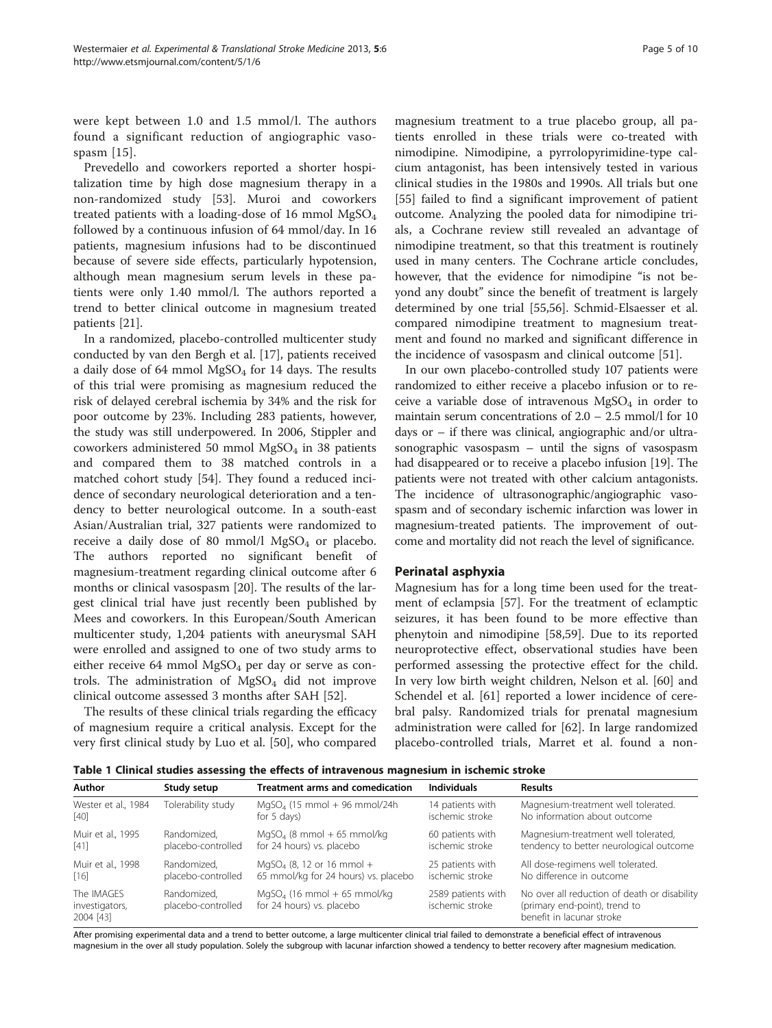were kept between 1.0 and 1.5 mmol/l. The authors found a significant reduction of angiographic vasospasm [15].

Prevedello and coworkers reported a shorter hospitalization time by high dose magnesium therapy in a non-randomized study [53]. Muroi and coworkers treated patients with a loading-dose of 16 mmol $MgSO_4$ followed by a continuous infusion of 64 mmol/day. In 16 patients, magnesium infusions had to be discontinued because of severe side effects, particularly hypotension, although mean magnesium serum levels in these patients were only 1.40 mmol/l. The authors reported a trend to better clinical outcome in magnesium treated patients [21].

In a randomized, placebo-controlled multicenter study conducted by van den Bergh et al. [17], patients received a daily dose of 64 mmol $MgSO_4$ for 14 days. The results of this trial were promising as magnesium reduced the risk of delayed cerebral ischemia by 34% and the risk for poor outcome by 23%. Including 283 patients, however, the study was still underpowered. In 2006, Stippler and coworkers administered 50 mmol $MgSO_4$ in 38 patients and compared them to 38 matched controls in a matched cohort study [54]. They found a reduced incidence of secondary neurological deterioration and a tendency to better neurological outcome. In a south-east Asian/Australian trial, 327 patients were randomized to receive a daily dose of 80 mmol/l $MgSO_4$ or placebo. The authors reported no significant benefit of magnesium-treatment regarding clinical outcome after 6 months or clinical vasospasm [20]. The results of the largest clinical trial have just recently been published by Mees and coworkers. In this European/South American multicenter study, 1,204 patients with aneurysmal SAH were enrolled and assigned to one of two study arms to either receive 64 mmol $MgSO_4$ per day or serve as controls. The administration of $MgSO_4$ did not improve clinical outcome assessed 3 months after SAH [52].

The results of these clinical trials regarding the efficacy of magnesium require a critical analysis. Except for the very first clinical study by Luo et al. [50], who compared magnesium treatment to a true placebo group, all patients enrolled in these trials were co-treated with nimodipine. Nimodipine, a pyrrolopyrimidine-type calcium antagonist, has been intensively tested in various clinical studies in the 1980s and 1990s. All trials but one [55] failed to find a significant improvement of patient outcome. Analyzing the pooled data for nimodipine trials, a Cochrane review still revealed an advantage of nimodipine treatment, so that this treatment is routinely used in many centers. The Cochrane article concludes, however, that the evidence for nimodipine "is not beyond any doubt" since the benefit of treatment is largely determined by one trial [55,56]. Schmid-Elsaesser et al. compared nimodipine treatment to magnesium treatment and found no marked and significant difference in the incidence of vasospasm and clinical outcome [51].

In our own placebo-controlled study 107 patients were randomized to either receive a placebo infusion or to receive a variable dose of intravenous $MgSO_4$ in order to maintain serum concentrations of 2.0 – 2.5 mmol/l for 10 days or – if there was clinical, angiographic and/or ultrasonographic vasospasm – until the signs of vasospasm had disappeared or to receive a placebo infusion [19]. The patients were not treated with other calcium antagonists. The incidence of ultrasonographic/angiographic vasospasm and of secondary ischemic infarction was lower in magnesium-treated patients. The improvement of outcome and mortality did not reach the level of significance.

## Perinatal asphyxia

Magnesium has for a long time been used for the treatment of eclampsia [57]. For the treatment of eclamptic seizures, it has been found to be more effective than phenytoin and nimodipine [58,59]. Due to its reported neuroprotective effect, observational studies have been performed assessing the protective effect for the child. In very low birth weight children, Nelson et al. [60] and Schendel et al. [61] reported a lower incidence of cerebral palsy. Randomized trials for prenatal magnesium administration were called for [62]. In large randomized placebo-controlled trials, Marret et al. found a non-

**Table 1 Clinical studies assessing the effects of intravenous magnesium in ischemic stroke**

| Author | Study setup | Treatment arms and comedication | Individuals | Results |
|---|---|---|---|---|
| Wester et al., 1984 [40] | Tolerability study | $MgSO_4$ (15 mmol + 96 mmol/24h for 5 days) | 14 patients with ischemic stroke | Magnesium-treatment well tolerated. No information about outcome |
| Muir et al., 1995 [41] | Randomized, placebo-controlled | $MgSO_4$ (8 mmol + 65 mmol/kg for 24 hours) vs. placebo | 60 patients with ischemic stroke | Magnesium-treatment well tolerated, tendency to better neurological outcome |
| Muir et al., 1998 [16] | Randomized, placebo-controlled | $MgSO_4$ (8, 12 or 16 mmol + 65 mmol/kg for 24 hours) vs. placebo | 25 patients with ischemic stroke | All dose-regimens well tolerated. No difference in outcome |
| The IMAGES investigators, 2004 [43] | Randomized, placebo-controlled | $MgSO_4$ (16 mmol + 65 mmol/kg for 24 hours) vs. placebo | 2589 patients with ischemic stroke | No over all reduction of death or disability (primary end-point), trend to benefit in lacunar stroke |

After promising experimental data and a trend to better outcome, a large multicenter clinical trial failed to demonstrate a beneficial effect of intravenous magnesium in the over all study population. Solely the subgroup with lacunar infarction showed a tendency to better recovery after magnesium medication.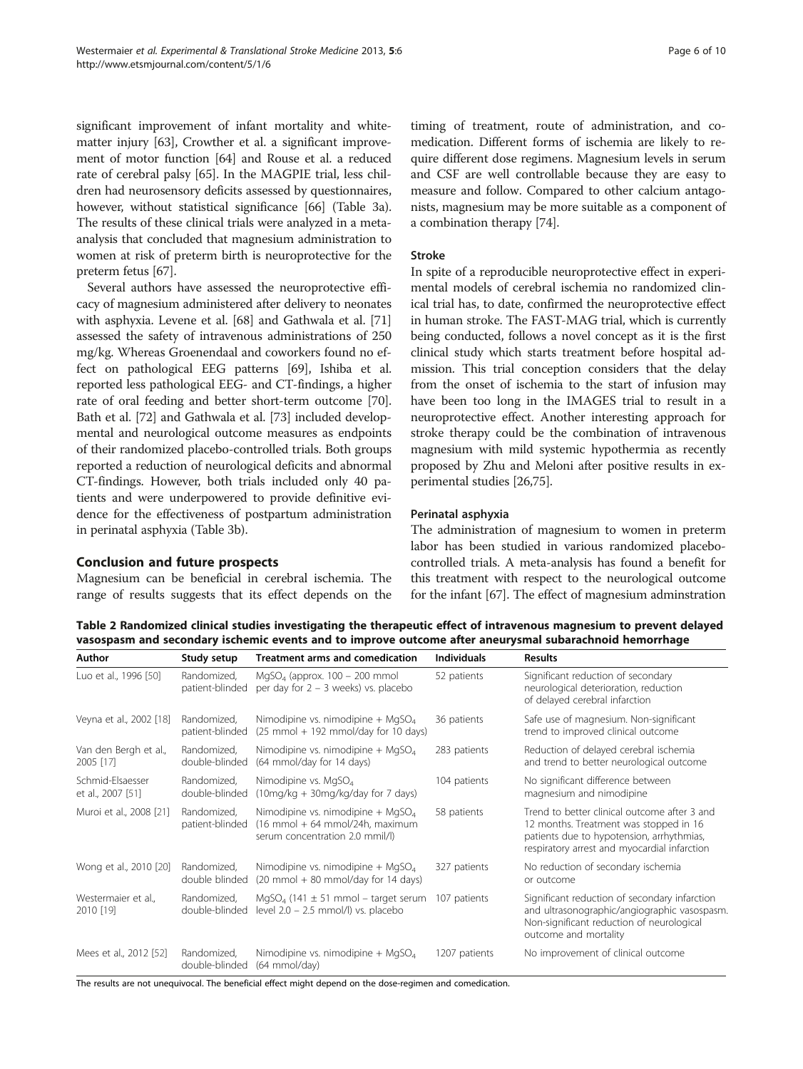significant improvement of infant mortality and white-matter injury [63], Crowther et al. a significant improvement of motor function [64] and Rouse et al. a reduced rate of cerebral palsy [65]. In the MAGPIE trial, less children had neurosensory deficits assessed by questionnaires, however, without statistical significance [66] (Table 3a). The results of these clinical trials were analyzed in a meta-analysis that concluded that magnesium administration to women at risk of preterm birth is neuroprotective for the preterm fetus [67].

Several authors have assessed the neuroprotective efficacy of magnesium administered after delivery to neonates with asphyxia. Levene et al. [68] and Gathwala et al. [71] assessed the safety of intravenous administrations of 250 mg/kg. Whereas Groenendaal and coworkers found no effect on pathological EEG patterns [69], Ishiba et al. reported less pathological EEG- and CT-findings, a higher rate of oral feeding and better short-term outcome [70]. Bath et al. [72] and Gathwala et al. [73] included developmental and neurological outcome measures as endpoints of their randomized placebo-controlled trials. Both groups reported a reduction of neurological deficits and abnormal CT-findings. However, both trials included only 40 patients and were underpowered to provide definitive evidence for the effectiveness of postpartum administration in perinatal asphyxia (Table 3b).

## Conclusion and future prospects

Magnesium can be beneficial in cerebral ischemia. The range of results suggests that its effect depends on the timing of treatment, route of administration, and co-medication. Different forms of ischemia are likely to require different dose regimens. Magnesium levels in serum and CSF are well controllable because they are easy to measure and follow. Compared to other calcium antagonists, magnesium may be more suitable as a component of a combination therapy [74].

### Stroke

In spite of a reproducible neuroprotective effect in experimental models of cerebral ischemia no randomized clinical trial has, to date, confirmed the neuroprotective effect in human stroke. The FAST-MAG trial, which is currently being conducted, follows a novel concept as it is the first clinical study which starts treatment before hospital admission. This trial conception considers that the delay from the onset of ischemia to the start of infusion may have been too long in the IMAGES trial to result in a neuroprotective effect. Another interesting approach for stroke therapy could be the combination of intravenous magnesium with mild systemic hypothermia as recently proposed by Zhu and Meloni after positive results in experimental studies [26,75].

### Perinatal asphyxia

The administration of magnesium to women in preterm labor has been studied in various randomized placebo-controlled trials. A meta-analysis has found a benefit for this treatment with respect to the neurological outcome for the infant [67]. The effect of magnesium adminstration

**Table 2 Randomized clinical studies investigating the therapeutic effect of intravenous magnesium to prevent delayed vasospasm and secondary ischemic events and to improve outcome after aneurysmal subarachnoid hemorrhage**

| Author | Study setup | Treatment arms and comedication | Individuals | Results |
|---|---|---|---|---|
| Luo et al., 1996 [50] | Randomized, patient-blinded | $MgSO_4$ (approx. 100 – 200 mmol per day for 2 – 3 weeks) vs. placebo | 52 patients | Significant reduction of secondary neurological deterioration, reduction of delayed cerebral infarction |
| Veyna et al., 2002 [18] | Randomized, patient-blinded | Nimodipine vs. nimodipine + $MgSO_4$ (25 mmol + 192 mmol/day for 10 days) | 36 patients | Safe use of magnesium. Non-significant trend to improved clinical outcome |
| Van den Bergh et al., 2005 [17] | Randomized, double-blinded | Nimodipine vs. nimodipine + $MgSO_4$ (64 mmol/day for 14 days) | 283 patients | Reduction of delayed cerebral ischemia and trend to better neurological outcome |
| Schmid-Elsaesser et al., 2007 [51] | Randomized, double-blinded | Nimodipine vs. $MgSO_4$ (10mg/kg + 30mg/kg/day for 7 days) | 104 patients | No significant difference between magnesium and nimodipine |
| Muroi et al., 2008 [21] | Randomized, patient-blinded | Nimodipine vs. nimodipine + $MgSO_4$ (16 mmol + 64 mmol/24h, maximum serum concentration 2.0 mmil/l) | 58 patients | Trend to better clinical outcome after 3 and 12 months. Treatment was stopped in 16 patients due to hypotension, arrhythmias, respiratory arrest and myocardial infarction |
| Wong et al., 2010 [20] | Randomized, double blinded | Nimodipine vs. nimodipine + $MgSO_4$ (20 mmol + 80 mmol/day for 14 days) | 327 patients | No reduction of secondary ischemia or outcome |
| Westermaier et al., 2010 [19] | Randomized, double-blinded | $MgSO_4$ (141 ± 51 mmol – target serum level 2.0 – 2.5 mmol/l) vs. placebo | 107 patients | Significant reduction of secondary infarction and ultrasonographic/angiographic vasospasm. Non-significant reduction of neurological outcome and mortality |
| Mees et al., 2012 [52] | Randomized, double-blinded | Nimodipine vs. nimodipine + $MgSO_4$ (64 mmol/day) | 1207 patients | No improvement of clinical outcome |

The results are not unequivocal. The beneficial effect might depend on the dose-regimen and comedication.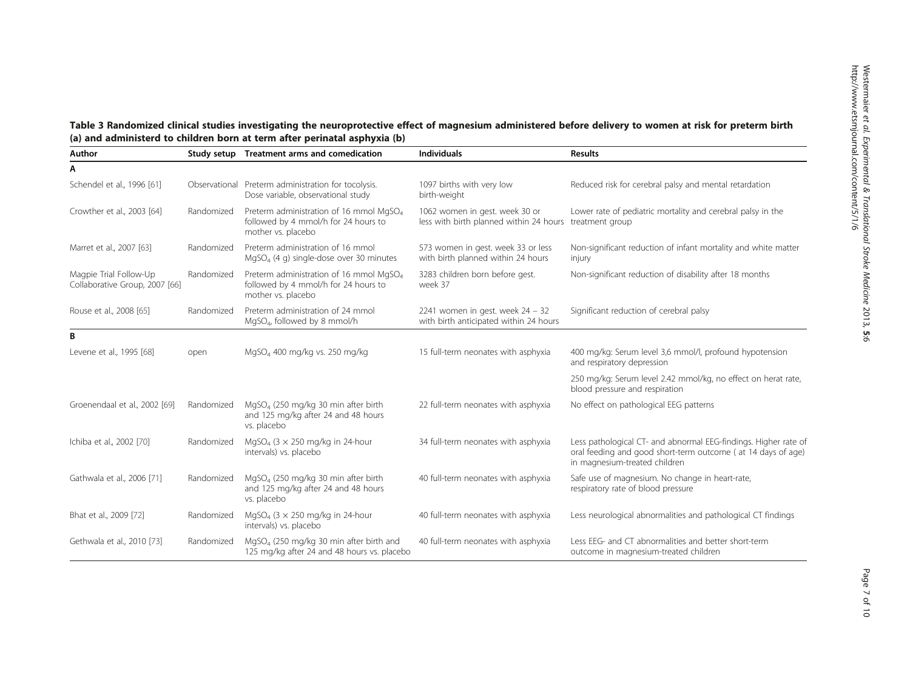**Table 3 Randomized clinical studies investigating the neuroprotective effect of magnesium administered before delivery to women at risk for preterm birth (a) and administerd to children born at term after perinatal asphyxia (b)**

| Author | Study setup | Treatment arms and comedication | Individuals | Results |
|---|---|---|---|---|
| **A** | | | | |
| Schendel et al., 1996 [61] | Observational | Preterm administration for tocolysis. Dose variable, observational study | 1097 births with very low birth-weight | Reduced risk for cerebral palsy and mental retardation |
| Crowther et al., 2003 [64] | Randomized | Preterm administration of 16 mmol $MgSO_4$ followed by 4 mmol/h for 24 hours to mother vs. placebo | 1062 women in gest. week 30 or less with birth planned within 24 hours | Lower rate of pediatric mortality and cerebral palsy in the treatment group |
| Marret et al., 2007 [63] | Randomized | Preterm administration of 16 mmol $MgSO_4$ (4 g) single-dose over 30 minutes | 573 women in gest. week 33 or less with birth planned within 24 hours | Non-significant reduction of infant mortality and white matter injury |
| Magpie Trial Follow-Up Collaborative Group, 2007 [66] | Randomized | Preterm administration of 16 mmol $MgSO_4$ followed by 4 mmol/h for 24 hours to mother vs. placebo | 3283 children born before gest. week 37 | Non-significant reduction of disability after 18 months |
| Rouse et al., 2008 [65] | Randomized | Preterm administration of 24 mmol $MgSO_4$, followed by 8 mmol/h | 2241 women in gest. week 24 – 32 with birth anticipated within 24 hours | Significant reduction of cerebral palsy |
| **B** | | | | |
| Levene et al., 1995 [68] | open | $MgSO_4$ 400 mg/kg vs. 250 mg/kg | 15 full-term neonates with asphyxia | 400 mg/kg: Serum level 3,6 mmol/l, profound hypotension and respiratory depression |
| | | | | 250 mg/kg: Serum level 2.42 mmol/kg, no effect on herat rate, blood pressure and respiration |
| Groenendaal et al., 2002 [69] | Randomized | $MgSO_4$ (250 mg/kg 30 min after birth and 125 mg/kg after 24 and 48 hours vs. placebo | 22 full-term neonates with asphyxia | No effect on pathological EEG patterns |
| Ichiba et al., 2002 [70] | Randomized | $MgSO_4$ (3 × 250 mg/kg in 24-hour intervals) vs. placebo | 34 full-term neonates with asphyxia | Less pathological CT- and abnormal EEG-findings. Higher rate of oral feeding and good short-term outcome ( at 14 days of age) in magnesium-treated children |
| Gathwala et al., 2006 [71] | Randomized | $MgSO_4$ (250 mg/kg 30 min after birth and 125 mg/kg after 24 and 48 hours vs. placebo | 40 full-term neonates with asphyxia | Safe use of magnesium. No change in heart-rate, respiratory rate of blood pressure |
| Bhat et al., 2009 [72] | Randomized | $MgSO_4$ (3 × 250 mg/kg in 24-hour intervals) vs. placebo | 40 full-term neonates with asphyxia | Less neurological abnormalities and pathological CT findings |
| Gethwala et al., 2010 [73] | Randomized | $MgSO_4$ (250 mg/kg 30 min after birth and 125 mg/kg after 24 and 48 hours vs. placebo | 40 full-term neonates with asphyxia | Less EEG- and CT abnormalities and better short-term outcome in magnesium-treated children |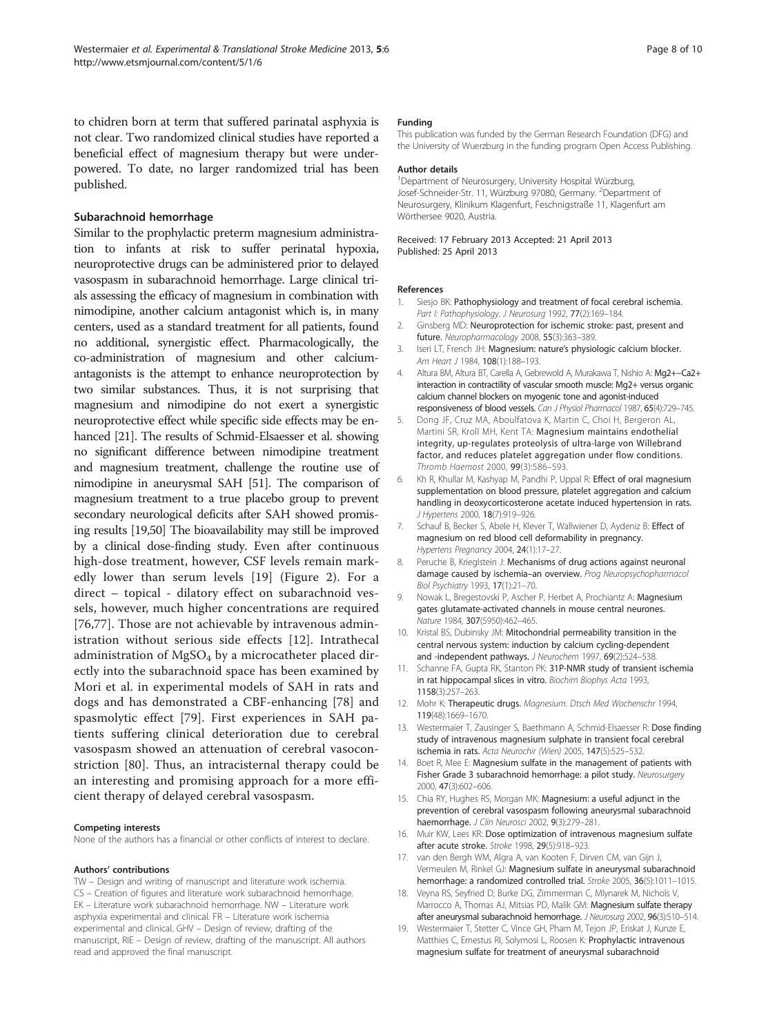to chidren born at term that suffered parinatal asphyxia is not clear. Two randomized clinical studies have reported a beneficial effect of magnesium therapy but were underpowered. To date, no larger randomized trial has been published.

### Subarachnoid hemorrhage

Similar to the prophylactic preterm magnesium administration to infants at risk to suffer perinatal hypoxia, neuroprotective drugs can be administered prior to delayed vasospasm in subarachnoid hemorrhage. Large clinical trials assessing the efficacy of magnesium in combination with nimodipine, another calcium antagonist which is, in many centers, used as a standard treatment for all patients, found no additional, synergistic effect. Pharmacologically, the co-administration of magnesium and other calcium-antagonists is the attempt to enhance neuroprotection by two similar substances. Thus, it is not surprising that magnesium and nimodipine do not exert a synergistic neuroprotective effect while specific side effects may be enhanced [21]. The results of Schmid-Elsaesser et al. showing no significant difference between nimodipine treatment and magnesium treatment, challenge the routine use of nimodipine in aneurysmal SAH [51]. The comparison of magnesium treatment to a true placebo group to prevent secondary neurological deficits after SAH showed promising results [19,50] The bioavailability may still be improved by a clinical dose-finding study. Even after continuous high-dose treatment, however, CSF levels remain markedly lower than serum levels [19] (Figure 2). For a direct – topical - dilatory effect on subarachnoid vessels, however, much higher concentrations are required [76,77]. Those are not achievable by intravenous administration without serious side effects [12]. Intrathecal administration of $MgSO_4$ by a microcatheter placed directly into the subarachnoid space has been examined by Mori et al. in experimental models of SAH in rats and dogs and has demonstrated a CBF-enhancing [78] and spasmolytic effect [79]. First experiences in SAH patients suffering clinical deterioration due to cerebral vasospasm showed an attenuation of cerebral vasoconstriction [80]. Thus, an intracisternal therapy could be an interesting and promising approach for a more efficient therapy of delayed cerebral vasospasm.

#### Competing interests

None of the authors has a financial or other conflicts of interest to declare.

#### Authors' contributions

TW – Design and writing of manuscript and literature work ischemia. CS – Creation of figures and literature work subarachnoid hemorrhage. EK – Literature work subarachnoid hemorrhage. NW – Literature work asphyxia experimental and clinical. FR – Literature work ischemia experimental and clinical. GHV – Design of review, drafting of the manuscript, RIE – Design of review, drafting of the manuscript. All authors read and approved the final manuscript.

#### Funding

This publication was funded by the German Research Foundation (DFG) and the University of Wuerzburg in the funding program Open Access Publishing.

#### Author details

[1]Department of Neurosurgery, University Hospital Würzburg, Josef-Schneider-Str. 11, Würzburg 97080, Germany. [2]Department of Neurosurgery, Klinikum Klagenfurt, Feschnigstraße 11, Klagenfurt am Wörthersee 9020, Austria.

Received: 17 February 2013 Accepted: 21 April 2013
Published: 25 April 2013

#### References

1. Siesjo BK: **Pathophysiology and treatment of focal cerebral ischemia. Part I: Pathophysiology.** *J Neurosurg* 1992, **77**(2):169–184.
2. Ginsberg MD: **Neuroprotection for ischemic stroke: past, present and future.** *Neuropharmacology* 2008, **55**(3):363–389.
3. Iseri LT, French JH: **Magnesium: nature's physiologic calcium blocker.** *Am Heart J* 1984, **108**(1):188–193.
4. Altura BM, Altura BT, Carella A, Gebrewold A, Murakawa T, Nishio A: **Mg2+–Ca2+ interaction in contractility of vascular smooth muscle: Mg2+ versus organic calcium channel blockers on myogenic tone and agonist-induced responsiveness of blood vessels.** *Can J Physiol Pharmacol* 1987, **65**(4):729–745.
5. Dong JF, Cruz MA, Aboulfatova K, Martin C, Choi H, Bergeron AL, Martini SR, Kroll MH, Kent TA: **Magnesium maintains endothelial integrity, up-regulates proteolysis of ultra-large von Willebrand factor, and reduces platelet aggregation under flow conditions.** *Thromb Haemost* 2000, **99**(3):586–593.
6. Kh R, Khullar M, Kashyap M, Pandhi P, Uppal R: **Effect of oral magnesium supplementation on blood pressure, platelet aggregation and calcium handling in deoxycorticosterone acetate induced hypertension in rats.** *J Hypertens* 2000, **18**(7):919–926.
7. Schauf B, Becker S, Abele H, Klever T, Wallwiener D, Aydeniz B: **Effect of magnesium on red blood cell deformability in pregnancy.** *Hypertens Pregnancy* 2004, **24**(1):17–27.
8. Peruche B, Krieglstein J: **Mechanisms of drug actions against neuronal damage caused by ischemia–an overview.** *Prog Neuropsychopharmacol Biol Psychiatry* 1993, **17**(1):21–70.
9. Nowak L, Bregestovski P, Ascher P, Herbet A, Prochiantz A: **Magnesium gates glutamate-activated channels in mouse central neurones.** *Nature* 1984, **307**(5950):462–465.
10. Kristal BS, Dubinsky JM: **Mitochondrial permeability transition in the central nervous system: induction by calcium cycling-dependent and -independent pathways.** *J Neurochem* 1997, **69**(2):524–538.
11. Schanne FA, Gupta RK, Stanton PK: **31P-NMR study of transient ischemia in rat hippocampal slices in vitro.** *Biochim Biophys Acta* 1993, **1158**(3):257–263.
12. Mohr K: **Therapeutic drugs.** Magnesium. *Dtsch Med Wochenschr* 1994, **119**(48):1669–1670.
13. Westermaier T, Zausinger S, Baethmann A, Schmid-Elsaesser R: **Dose finding study of intravenous magnesium sulphate in transient focal cerebral ischemia in rats.** *Acta Neurochir (Wien)* 2005, **147**(5):525–532.
14. Boet R, Mee E: **Magnesium sulfate in the management of patients with Fisher Grade 3 subarachnoid hemorrhage: a pilot study.** *Neurosurgery* 2000, **47**(3):602–606.
15. Chia RY, Hughes RS, Morgan MK: **Magnesium: a useful adjunct in the prevention of cerebral vasospasm following aneurysmal subarachnoid haemorrhage.** *J Clin Neurosci* 2002, **9**(3):279–281.
16. Muir KW, Lees KR: **Dose optimization of intravenous magnesium sulfate after acute stroke.** *Stroke* 1998, **29**(5):918–923.
17. van den Bergh WM, Algra A, van Kooten F, Dirven CM, van Gijn J, Vermeulen M, Rinkel GJ: **Magnesium sulfate in aneurysmal subarachnoid hemorrhage: a randomized controlled trial.** *Stroke* 2005, **36**(5):1011–1015.
18. Veyna RS, Seyfried D, Burke DG, Zimmerman C, Mlynarek M, Nichols V, Marrocco A, Thomas AJ, Mitsias PD, Malik GM: **Magnesium sulfate therapy after aneurysmal subarachnoid hemorrhage.** *J Neurosurg* 2002, **96**(3):510–514.
19. Westermaier T, Stetter C, Vince GH, Pham M, Tejon JP, Eriskat J, Kunze E, Matthies C, Ernestus RI, Solymosi L, Roosen K: **Prophylactic intravenous magnesium sulfate for treatment of aneurysmal subarachnoid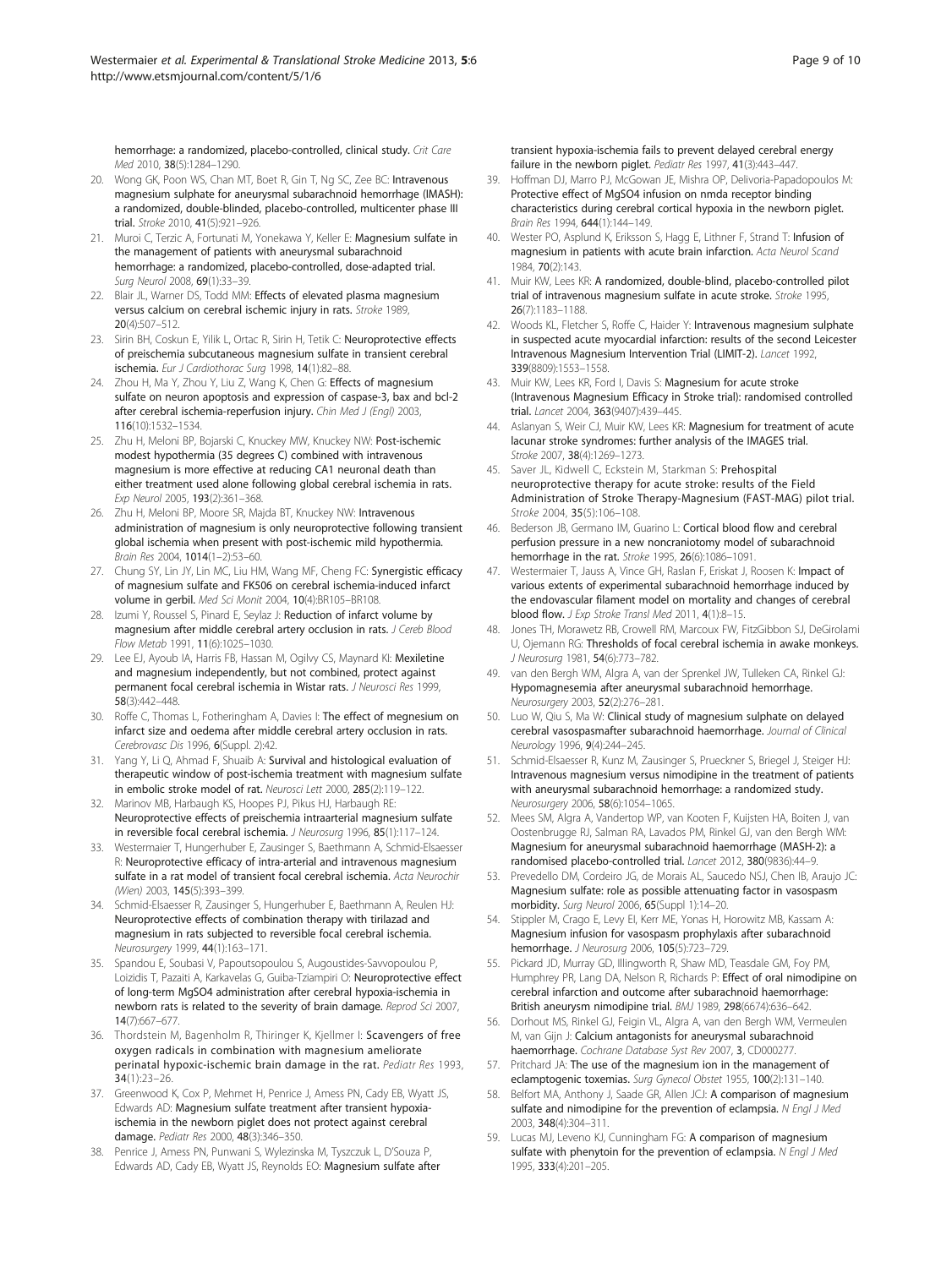hemorrhage: a randomized, placebo-controlled, clinical study. *Crit Care Med* 2010, **38**(5):1284–1290.

20. Wong GK, Poon WS, Chan MT, Boet R, Gin T, Ng SC, Zee BC: **Intravenous magnesium sulphate for aneurysmal subarachnoid hemorrhage (IMASH): a randomized, double-blinded, placebo-controlled, multicenter phase III trial.** *Stroke* 2010, **41**(5):921–926.
21. Muroi C, Terzic A, Fortunati M, Yonekawa Y, Keller E: **Magnesium sulfate in the management of patients with aneurysmal subarachnoid hemorrhage: a randomized, placebo-controlled, dose-adapted trial.** *Surg Neurol* 2008, **69**(1):33–39.
22. Blair JL, Warner DS, Todd MM: **Effects of elevated plasma magnesium versus calcium on cerebral ischemic injury in rats.** *Stroke* 1989, **20**(4):507–512.
23. Sirin BH, Coskun E, Yilik L, Ortac R, Sirin H, Tetik C: **Neuroprotective effects of preischemia subcutaneous magnesium sulfate in transient cerebral ischemia.** *Eur J Cardiothorac Surg* 1998, **14**(1):82–88.
24. Zhou H, Ma Y, Zhou Y, Liu Z, Wang K, Chen G: **Effects of magnesium sulfate on neuron apoptosis and expression of caspase-3, bax and bcl-2 after cerebral ischemia-reperfusion injury.** *Chin Med J (Engl)* 2003, **116**(10):1532–1534.
25. Zhu H, Meloni BP, Bojarski C, Knuckey MW, Knuckey NW: **Post-ischemic modest hypothermia (35 degrees C) combined with intravenous magnesium is more effective at reducing CA1 neuronal death than either treatment used alone following global cerebral ischemia in rats.** *Exp Neurol* 2005, **193**(2):361–368.
26. Zhu H, Meloni BP, Moore SR, Majda BT, Knuckey NW: **Intravenous administration of magnesium is only neuroprotective following transient global ischemia when present with post-ischemic mild hypothermia.** *Brain Res* 2004, **1014**(1–2):53–60.
27. Chung SY, Lin JY, Lin MC, Liu HM, Wang MF, Cheng FC: **Synergistic efficacy of magnesium sulfate and FK506 on cerebral ischemia-induced infarct volume in gerbil.** *Med Sci Monit* 2004, **10**(4):BR105–BR108.
28. Izumi Y, Roussel S, Pinard E, Seylaz J: **Reduction of infarct volume by magnesium after middle cerebral artery occlusion in rats.** *J Cereb Blood Flow Metab* 1991, **11**(6):1025–1030.
29. Lee EJ, Ayoub IA, Harris FB, Hassan M, Ogilvy CS, Maynard KI: **Mexiletine and magnesium independently, but not combined, protect against permanent focal cerebral ischemia in Wistar rats.** *J Neurosci Res* 1999, **58**(3):442–448.
30. Roffe C, Thomas L, Fotheringham A, Davies I: **The effect of megnesium on infarct size and oedema after middle cerebral artery occlusion in rats.** *Cerebrovasc Dis* 1996, **6**(Suppl. 2):42.
31. Yang Y, Li Q, Ahmad F, Shuaib A: **Survival and histological evaluation of therapeutic window of post-ischemia treatment with magnesium sulfate in embolic stroke model of rat.** *Neurosci Lett* 2000, **285**(2):119–122.
32. Marinov MB, Harbaugh KS, Hoopes PJ, Pikus HJ, Harbaugh RE: **Neuroprotective effects of preischemia intraarterial magnesium sulfate in reversible focal cerebral ischemia.** *J Neurosurg* 1996, **85**(1):117–124.
33. Westermaier T, Hungerhuber E, Zausinger S, Baethmann A, Schmid-Elsaesser R: **Neuroprotective efficacy of intra-arterial and intravenous magnesium sulfate in a rat model of transient focal cerebral ischemia.** *Acta Neurochir (Wien)* 2003, **145**(5):393–399.
34. Schmid-Elsaesser R, Zausinger S, Hungerhuber E, Baethmann A, Reulen HJ: **Neuroprotective effects of combination therapy with tirilazad and magnesium in rats subjected to reversible focal cerebral ischemia.** *Neurosurgery* 1999, **44**(1):163–171.
35. Spandou E, Soubasi V, Papoutsopoulou S, Augoustides-Savvopoulou P, Loizidis T, Pazaiti A, Karkavelas G, Guiba-Tziampiri O: **Neuroprotective effect of long-term MgSO4 administration after cerebral hypoxia-ischemia in newborn rats is related to the severity of brain damage.** *Reprod Sci* 2007, **14**(7):667–677.
36. Thordstein M, Bagenholm R, Thiringer K, Kjellmer I: **Scavengers of free oxygen radicals in combination with magnesium ameliorate perinatal hypoxic-ischemic brain damage in the rat.** *Pediatr Res* 1993, **34**(1):23–26.
37. Greenwood K, Cox P, Mehmet H, Penrice J, Amess PN, Cady EB, Wyatt JS, Edwards AD: **Magnesium sulfate treatment after transient hypoxia-ischemia in the newborn piglet does not protect against cerebral damage.** *Pediatr Res* 2000, **48**(3):346–350.
38. Penrice J, Amess PN, Punwani S, Wylezinska M, Tyszczuk L, D'Souza P, Edwards AD, Cady EB, Wyatt JS, Reynolds EO: **Magnesium sulfate after transient hypoxia-ischemia fails to prevent delayed cerebral energy failure in the newborn piglet.** *Pediatr Res* 1997, **41**(3):443–447.
39. Hoffman DJ, Marro PJ, McGowan JE, Mishra OP, Delivoria-Papadopoulos M: **Protective effect of MgSO4 infusion on nmda receptor binding characteristics during cerebral cortical hypoxia in the newborn piglet.** *Brain Res* 1994, **644**(1):144–149.
40. Wester PO, Asplund K, Eriksson S, Hagg E, Lithner F, Strand T: **Infusion of magnesium in patients with acute brain infarction.** *Acta Neurol Scand* 1984, **70**(2):143.
41. Muir KW, Lees KR: **A randomized, double-blind, placebo-controlled pilot trial of intravenous magnesium sulfate in acute stroke.** *Stroke* 1995, **26**(7):1183–1188.
42. Woods KL, Fletcher S, Roffe C, Haider Y: **Intravenous magnesium sulphate in suspected acute myocardial infarction: results of the second Leicester Intravenous Magnesium Intervention Trial (LIMIT-2).** *Lancet* 1992, **339**(8809):1553–1558.
43. Muir KW, Lees KR, Ford I, Davis S: **Magnesium for acute stroke (Intravenous Magnesium Efficacy in Stroke trial): randomised controlled trial.** *Lancet* 2004, **363**(9407):439–445.
44. Aslanyan S, Weir CJ, Muir KW, Lees KR: **Magnesium for treatment of acute lacunar stroke syndromes: further analysis of the IMAGES trial.** *Stroke* 2007, **38**(4):1269–1273.
45. Saver JL, Kidwell C, Eckstein M, Starkman S: **Prehospital neuroprotective therapy for acute stroke: results of the Field Administration of Stroke Therapy-Magnesium (FAST-MAG) pilot trial.** *Stroke* 2004, **35**(5):106–108.
46. Bederson JB, Germano IM, Guarino L: **Cortical blood flow and cerebral perfusion pressure in a new noncraniotomy model of subarachnoid hemorrhage in the rat.** *Stroke* 1995, **26**(6):1086–1091.
47. Westermaier T, Jauss A, Vince GH, Raslan F, Eriskat J, Roosen K: **Impact of various extents of experimental subarachnoid hemorrhage induced by the endovascular filament model on mortality and changes of cerebral blood flow.** *J Exp Stroke Transl Med* 2011, **4**(1):8–15.
48. Jones TH, Morawetz RB, Crowell RM, Marcoux FW, FitzGibbon SJ, DeGirolami U, Ojemann RG: **Thresholds of focal cerebral ischemia in awake monkeys.** *J Neurosurg* 1981, **54**(6):773–782.
49. van den Bergh WM, Algra A, van der Sprenkel JW, Tulleken CA, Rinkel GJ: **Hypomagnesemia after aneurysmal subarachnoid hemorrhage.** *Neurosurgery* 2003, **52**(2):276–281.
50. Luo W, Qiu S, Ma W: **Clinical study of magnesium sulphate on delayed cerebral vasospasmafter subarachnoid haemorrhage.** *Journal of Clinical Neurology* 1996, **9**(4):244–245.
51. Schmid-Elsaesser R, Kunz M, Zausinger S, Prueckner S, Briegel J, Steiger HJ: **Intravenous magnesium versus nimodipine in the treatment of patients with aneurysmal subarachnoid hemorrhage: a randomized study.** *Neurosurgery* 2006, **58**(6):1054–1065.
52. Mees SM, Algra A, Vandertop WP, van Kooten F, Kuijsten HA, Boiten J, van Oostenbrugge RJ, Salman RA, Lavados PM, Rinkel GJ, van den Bergh WM: **Magnesium for aneurysmal subarachnoid haemorrhage (MASH-2): a randomised placebo-controlled trial.** *Lancet* 2012, **380**(9836):44–9.
53. Prevedello DM, Cordeiro JG, de Morais AL, Saucedo NSJ, Chen IB, Araujo JC: **Magnesium sulfate: role as possible attenuating factor in vasospasm morbidity.** *Surg Neurol* 2006, **65**(Suppl 1):14–20.
54. Stippler M, Crago E, Levy EI, Kerr ME, Yonas H, Horowitz MB, Kassam A: **Magnesium infusion for vasospasm prophylaxis after subarachnoid hemorrhage.** *J Neurosurg* 2006, **105**(5):723–729.
55. Pickard JD, Murray GD, Illingworth R, Shaw MD, Teasdale GM, Foy PM, Humphrey PR, Lang DA, Nelson R, Richards P: **Effect of oral nimodipine on cerebral infarction and outcome after subarachnoid haemorrhage: British aneurysm nimodipine trial.** *BMJ* 1989, **298**(6674):636–642.
56. Dorhout MS, Rinkel GJ, Feigin VL, Algra A, van den Bergh WM, Vermeulen M, van Gijn J: **Calcium antagonists for aneurysmal subarachnoid haemorrhage.** *Cochrane Database Syst Rev* 2007, **3**, CD000277.
57. Pritchard JA: **The use of the magnesium ion in the management of eclamptogenic toxemias.** *Surg Gynecol Obstet* 1955, **100**(2):131–140.
58. Belfort MA, Anthony J, Saade GR, Allen JCJ: **A comparison of magnesium sulfate and nimodipine for the prevention of eclampsia.** *N Engl J Med* 2003, **348**(4):304–311.
59. Lucas MJ, Leveno KJ, Cunningham FG: **A comparison of magnesium sulfate with phenytoin for the prevention of eclampsia.** *N Engl J Med* 1995, **333**(4):201–205.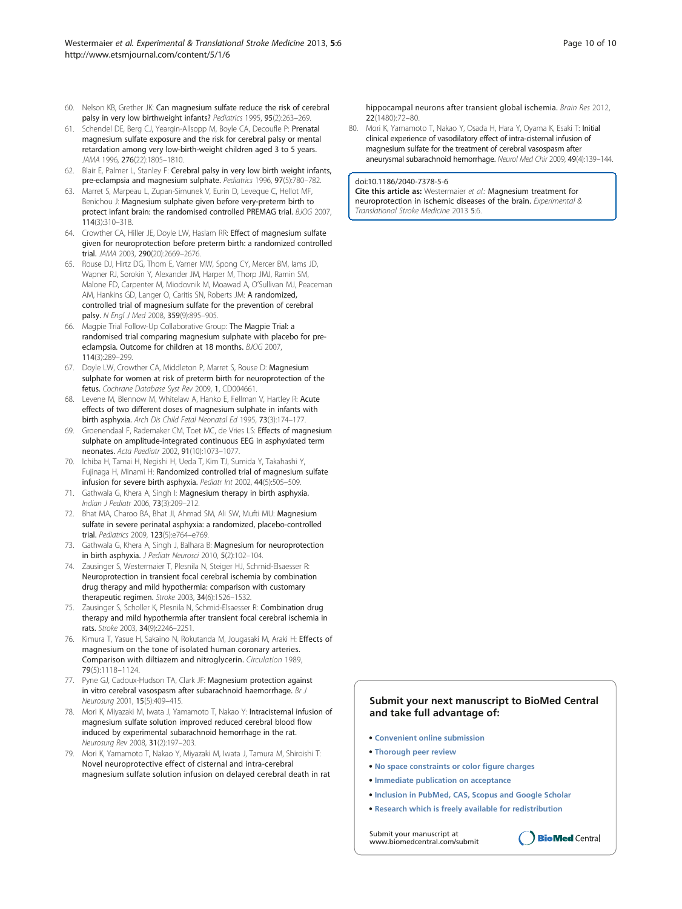60. Nelson KB, Grether JK: **Can magnesium sulfate reduce the risk of cerebral palsy in very low birthweight infants?** *Pediatrics* 1995, **95**(2):263–269.
61. Schendel DE, Berg CJ, Yeargin-Allsopp M, Boyle CA, Decoufle P: **Prenatal magnesium sulfate exposure and the risk for cerebral palsy or mental retardation among very low-birth-weight children aged 3 to 5 years.** *JAMA* 1996, **276**(22):1805–1810.
62. Blair E, Palmer L, Stanley F: **Cerebral palsy in very low birth weight infants, pre-eclampsia and magnesium sulphate.** *Pediatrics* 1996, **97**(5):780–782.
63. Marret S, Marpeau L, Zupan-Simunek V, Eurin D, Leveque C, Hellot MF, Benichou J: **Magnesium sulphate given before very-preterm birth to protect infant brain: the randomised controlled PREMAG trial.** *BJOG* 2007, **114**(3):310–318.
64. Crowther CA, Hiller JE, Doyle LW, Haslam RR: **Effect of magnesium sulfate given for neuroprotection before preterm birth: a randomized controlled trial.** *JAMA* 2003, **290**(20):2669–2676.
65. Rouse DJ, Hirtz DG, Thom E, Varner MW, Spong CY, Mercer BM, Iams JD, Wapner RJ, Sorokin Y, Alexander JM, Harper M, Thorp JMJ, Ramin SM, Malone FD, Carpenter M, Miodovnik M, Moawad A, O'Sullivan MJ, Peaceman AM, Hankins GD, Langer O, Caritis SN, Roberts JM: **A randomized, controlled trial of magnesium sulfate for the prevention of cerebral palsy.** *N Engl J Med* 2008, **359**(9):895–905.
66. Magpie Trial Follow-Up Collaborative Group: **The Magpie Trial: a randomised trial comparing magnesium sulphate with placebo for pre-eclampsia. Outcome for children at 18 months.** *BJOG* 2007, **114**(3):289–299.
67. Doyle LW, Crowther CA, Middleton P, Marret S, Rouse D: **Magnesium sulphate for women at risk of preterm birth for neuroprotection of the fetus.** *Cochrane Database Syst Rev* 2009, **1**, CD004661.
68. Levene M, Blennow M, Whitelaw A, Hanko E, Fellman V, Hartley R: **Acute effects of two different doses of magnesium sulphate in infants with birth asphyxia.** *Arch Dis Child Fetal Neonatal Ed* 1995, **73**(3):174–177.
69. Groenendaal F, Rademaker CM, Toet MC, de Vries LS: **Effects of magnesium sulphate on amplitude-integrated continuous EEG in asphyxiated term neonates.** *Acta Paediatr* 2002, **91**(10):1073–1077.
70. Ichiba H, Tamai H, Negishi H, Ueda T, Kim TJ, Sumida Y, Takahashi Y, Fujinaga H, Minami H: **Randomized controlled trial of magnesium sulfate infusion for severe birth asphyxia.** *Pediatr Int* 2002, **44**(5):505–509.
71. Gathwala G, Khera A, Singh I: **Magnesium therapy in birth asphyxia.** *Indian J Pediatr* 2006, **73**(3):209–212.
72. Bhat MA, Charoo BA, Bhat JI, Ahmad SM, Ali SW, Mufti MU: **Magnesium sulfate in severe perinatal asphyxia: a randomized, placebo-controlled trial.** *Pediatrics* 2009, **123**(5):e764–e769.
73. Gathwala G, Khera A, Singh J, Balhara B: **Magnesium for neuroprotection in birth asphyxia.** *J Pediatr Neurosci* 2010, **5**(2):102–104.
74. Zausinger S, Westermaier T, Plesnila N, Steiger HJ, Schmid-Elsaesser R: **Neuroprotection in transient focal cerebral ischemia by combination drug therapy and mild hypothermia: comparison with customary therapeutic regimen.** *Stroke* 2003, **34**(6):1526–1532.
75. Zausinger S, Scholler K, Plesnila N, Schmid-Elsaesser R: **Combination drug therapy and mild hypothermia after transient focal cerebral ischemia in rats.** *Stroke* 2003, **34**(9):2246–2251.
76. Kimura T, Yasue H, Sakaino N, Rokutanda M, Jougasaki M, Araki H: **Effects of magnesium on the tone of isolated human coronary arteries. Comparison with diltiazem and nitroglycerin.** *Circulation* 1989, **79**(5):1118–1124.
77. Pyne GJ, Cadoux-Hudson TA, Clark JF: **Magnesium protection against in vitro cerebral vasospasm after subarachnoid haemorrhage.** *Br J Neurosurg* 2001, **15**(5):409–415.
78. Mori K, Miyazaki M, Iwata J, Yamamoto T, Nakao Y: **Intracisternal infusion of magnesium sulfate solution improved reduced cerebral blood flow induced by experimental subarachnoid hemorrhage in the rat.** *Neurosurg Rev* 2008, **31**(2):197–203.
79. Mori K, Yamamoto T, Nakao Y, Miyazaki M, Iwata J, Tamura M, Shiroishi T: **Novel neuroprotective effect of cisternal and intra-cerebral magnesium sulfate solution infusion on delayed cerebral death in rat hippocampal neurons after transient global ischemia.** *Brain Res* 2012, **22**(1480):72–80.
80. Mori K, Yamamoto T, Nakao Y, Osada H, Hara Y, Oyama K, Esaki T: **Initial clinical experience of vasodilatory effect of intra-cisternal infusion of magnesium sulfate for the treatment of cerebral vasospasm after aneurysmal subarachnoid hemorrhage.** *Neurol Med Chir* 2009, **49**(4):139–144.

doi:10.1186/2040-7378-5-6

**Cite this article as:** Westermaier *et al.*: Magnesium treatment for neuroprotection in ischemic diseases of the brain. *Experimental & Translational Stroke Medicine* 2013 **5**:6.

**Submit your next manuscript to BioMed Central and take full advantage of:**

- **Convenient online submission**
- **Thorough peer review**
- **No space constraints or color figure charges**
- **Immediate publication on acceptance**
- **Inclusion in PubMed, CAS, Scopus and Google Scholar**
- **Research which is freely available for redistribution**

Submit your manuscript at
www.biomedcentral.com/submit

BioMed Central